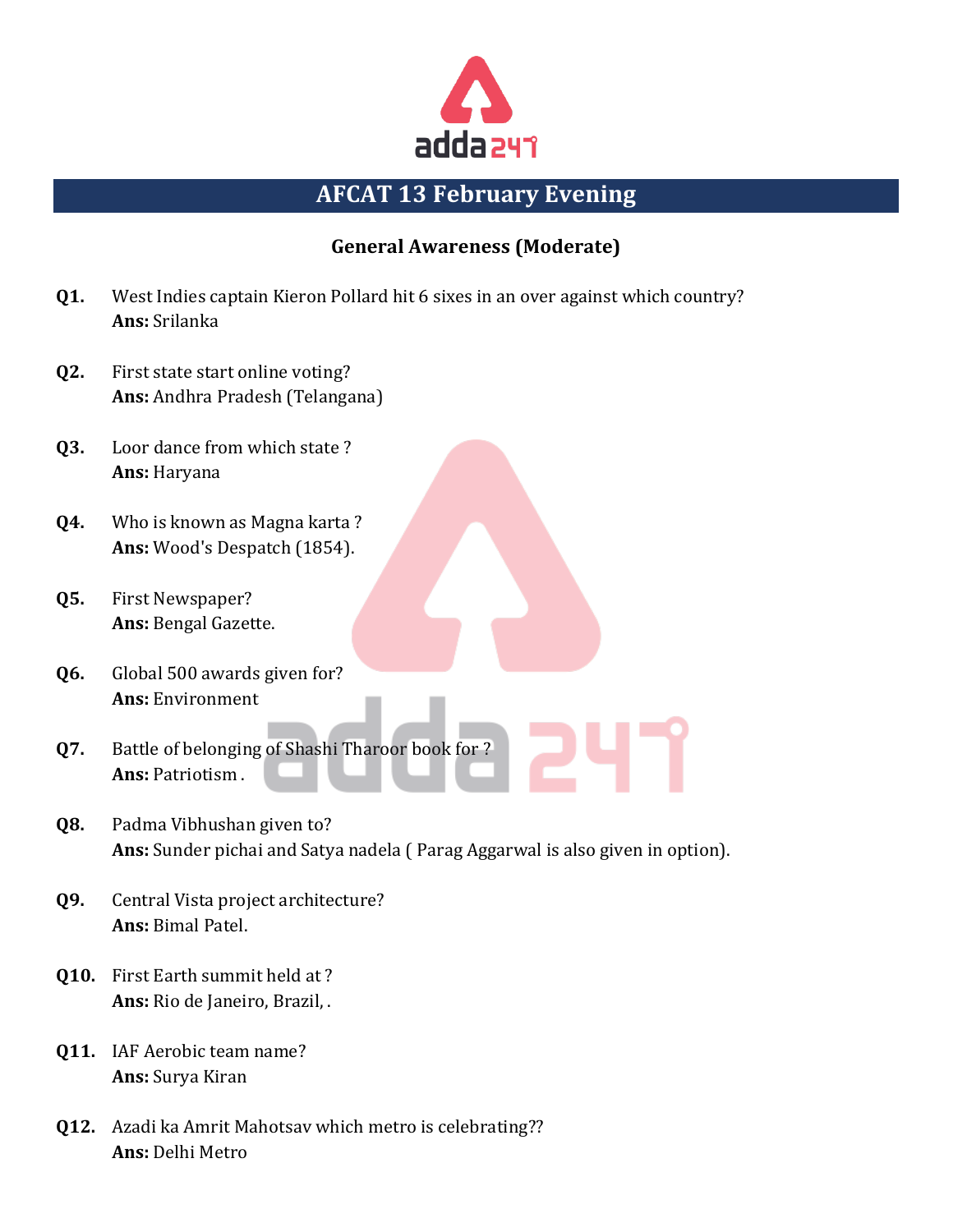# AFCAT 13 February Evening

### General Awareness (Moderate)

**Q1.** West Indies captain Kieron Pollard hit 6 sixes in an over against which country?
**Ans:** Srilanka

**Q2.** First state start online voting?
**Ans:** Andhra Pradesh (Telangana)

**Q3.** Loor dance from which state ?
**Ans:** Haryana

**Q4.** Who is known as Magna karta ?
**Ans:** Wood's Despatch (1854).

**Q5.** First Newspaper?
**Ans:** Bengal Gazette.

**Q6.** Global 500 awards given for?
**Ans:** Environment

**Q7.** Battle of belonging of Shashi Tharoor book for ?
**Ans:** Patriotism .

**Q8.** Padma Vibhushan given to?
**Ans:** Sunder pichai and Satya nadela ( Parag Aggarwal is also given in option).

**Q9.** Central Vista project architecture?
**Ans:** Bimal Patel.

**Q10.** First Earth summit held at ?
**Ans:** Rio de Janeiro, Brazil, .

**Q11.** IAF Aerobic team name?
**Ans:** Surya Kiran

**Q12.** Azadi ka Amrit Mahotsav which metro is celebrating??
**Ans:** Delhi Metro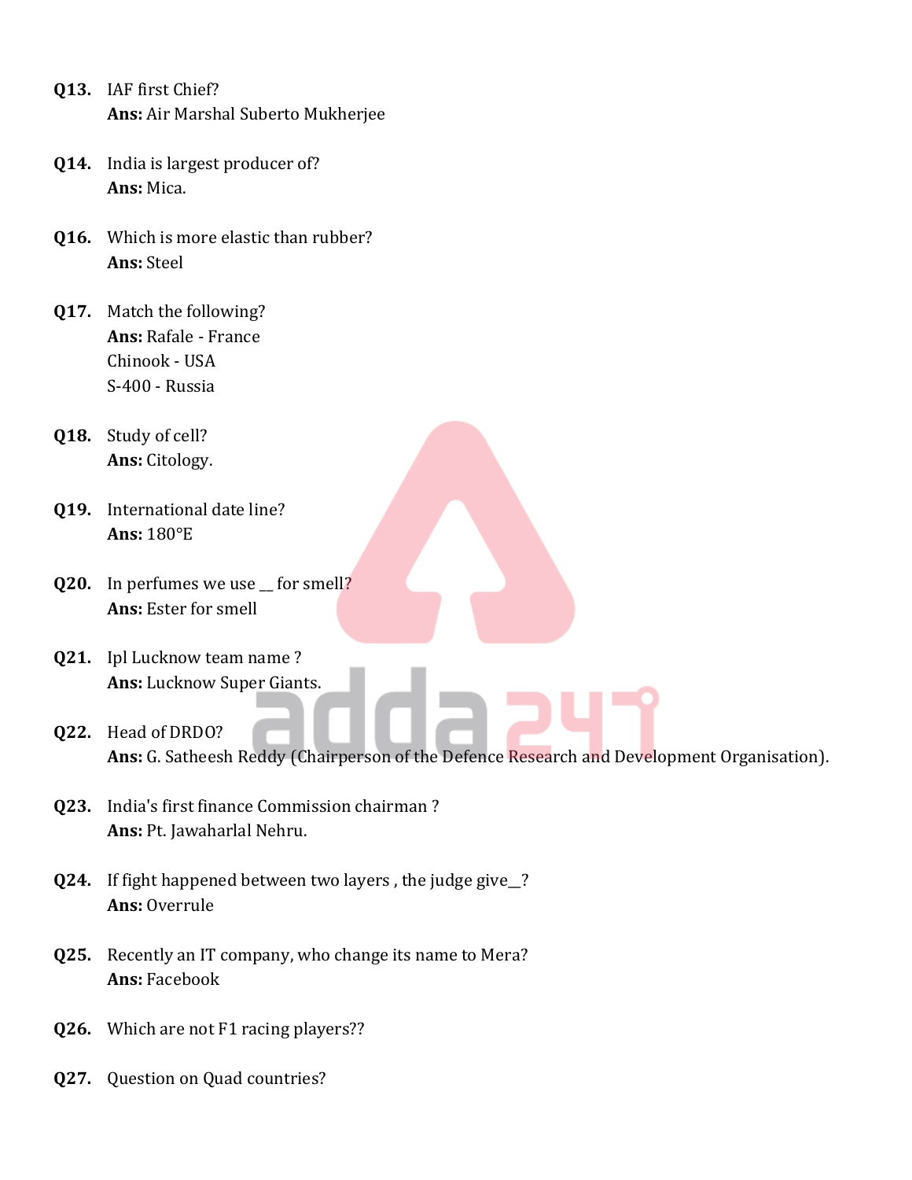**Q13.** IAF first Chief?
**Ans:** Air Marshal Suberto Mukherjee

**Q14.** India is largest producer of?
**Ans:** Mica.

**Q16.** Which is more elastic than rubber?
**Ans:** Steel

**Q17.** Match the following?
**Ans:** Rafale - France
Chinook - USA
S-400 - Russia

**Q18.** Study of cell?
**Ans:** Citology.

**Q19.** International date line?
**Ans:** 180°E

**Q20.** In perfumes we use __ for smell?
**Ans:** Ester for smell

**Q21.** Ipl Lucknow team name ?
**Ans:** Lucknow Super Giants.

**Q22.** Head of DRDO?
**Ans:** G. Satheesh Reddy (Chairperson of the Defence Research and Development Organisation).

**Q23.** India's first finance Commission chairman ?
**Ans:** Pt. Jawaharlal Nehru.

**Q24.** If fight happened between two layers , the judge give__?
**Ans:** Overrule

**Q25.** Recently an IT company, who change its name to Mera?
**Ans:** Facebook

**Q26.** Which are not F1 racing players??

**Q27.** Question on Quad countries?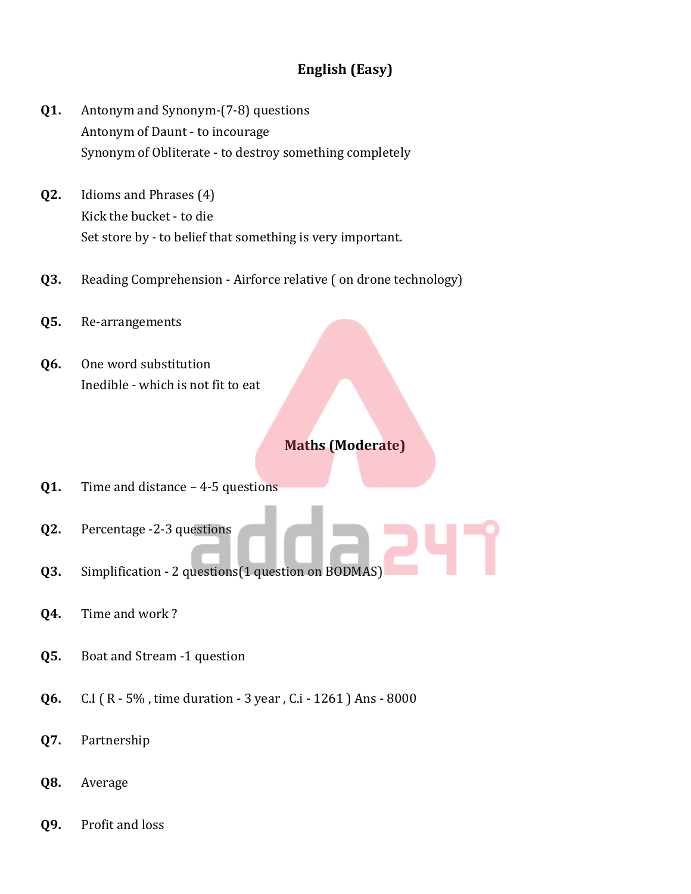## English (Easy)

**Q1.** Antonym and Synonym-(7-8) questions
Antonym of Daunt - to incourage
Synonym of Obliterate - to destroy something completely

**Q2.** Idioms and Phrases (4)
Kick the bucket - to die
Set store by - to belief that something is very important.

**Q3.** Reading Comprehension - Airforce relative ( on drone technology)

**Q5.** Re-arrangements

**Q6.** One word substitution
Inedible - which is not fit to eat

## Maths (Moderate)

**Q1.** Time and distance – 4-5 questions

**Q2.** Percentage -2-3 questions

**Q3.** Simplification - 2 questions(1 question on BODMAS)

**Q4.** Time and work ?

**Q5.** Boat and Stream -1 question

**Q6.** C.I ( R - 5% , time duration - 3 year , C.i - 1261 ) Ans - 8000

**Q7.** Partnership

**Q8.** Average

**Q9.** Profit and loss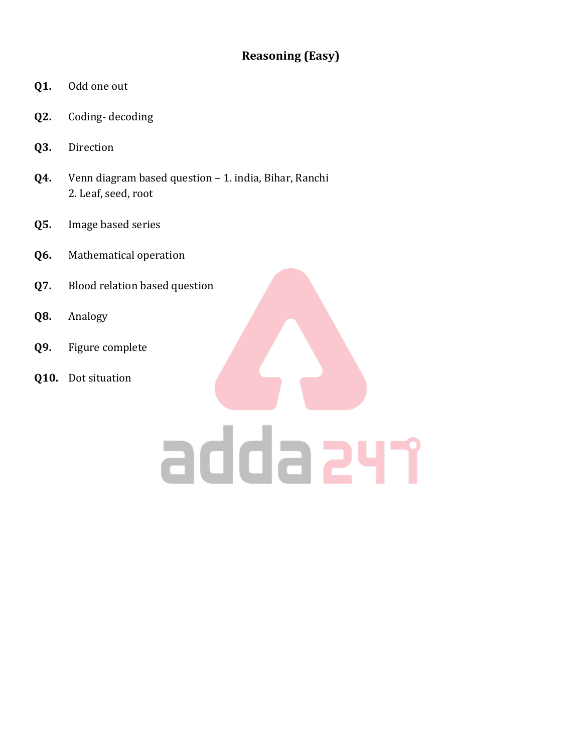# Reasoning (Easy)

**Q1.** Odd one out

**Q2.** Coding- decoding

**Q3.** Direction

**Q4.** Venn diagram based question – 1. india, Bihar, Ranchi
2. Leaf, seed, root

**Q5.** Image based series

**Q6.** Mathematical operation

**Q7.** Blood relation based question

**Q8.** Analogy

**Q9.** Figure complete

**Q10.** Dot situation